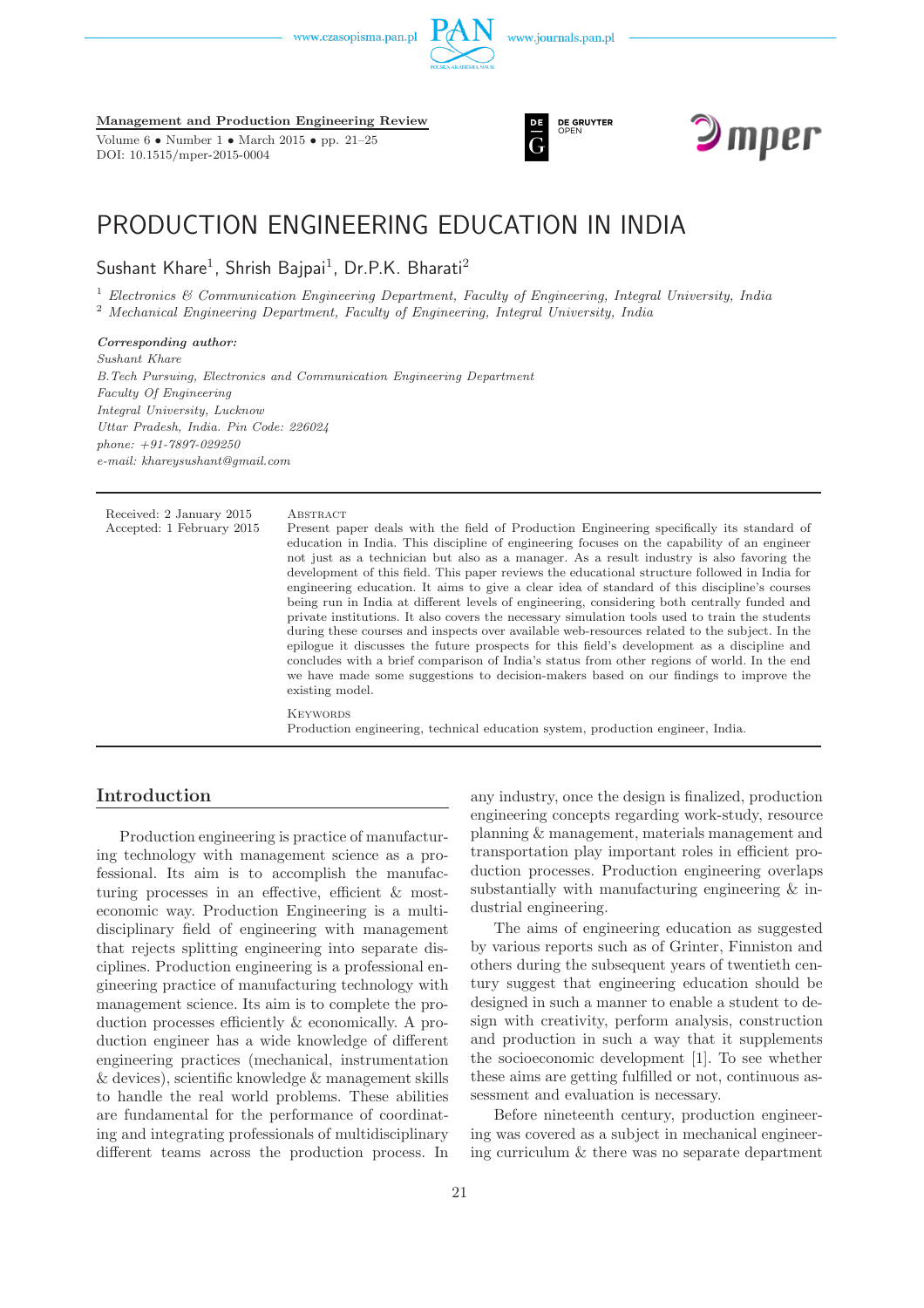# PRODUCTION ENGINEERING EDUCATION IN INDIA

Sushant Khare[1], Shrish Bajpai[1], Dr.P.K. Bharati[2]

[1] *Electronics & Communication Engineering Department, Faculty of Engineering, Integral University, India*
[2] *Mechanical Engineering Department, Faculty of Engineering, Integral University, India*

***Corresponding author:***
*Sushant Khare*
*B.Tech Pursuing, Electronics and Communication Engineering Department*
*Faculty Of Engineering*
*Integral University, Lucknow*
*Uttar Pradesh, India. Pin Code: 226024*
*phone: +91-7897-029250*
*e-mail: khareysushant@gmail.com*

Received: 2 January 2015
Accepted: 1 February 2015

Abstract

Present paper deals with the field of Production Engineering specifically its standard of education in India. This discipline of engineering focuses on the capability of an engineer not just as a technician but also as a manager. As a result industry is also favoring the development of this field. This paper reviews the educational structure followed in India for engineering education. It aims to give a clear idea of standard of this discipline's courses being run in India at different levels of engineering, considering both centrally funded and private institutions. It also covers the necessary simulation tools used to train the students during these courses and inspects over available web-resources related to the subject. In the epilogue it discusses the future prospects for this field's development as a discipline and concludes with a brief comparison of India's status from other regions of world. In the end we have made some suggestions to decision-makers based on our findings to improve the existing model.

Keywords

Production engineering, technical education system, production engineer, India.

## Introduction

Production engineering is practice of manufacturing technology with management science as a professional. Its aim is to accomplish the manufacturing processes in an effective, efficient & most-economic way. Production Engineering is a multidisciplinary field of engineering with management that rejects splitting engineering into separate disciplines. Production engineering is a professional engineering practice of manufacturing technology with management science. Its aim is to complete the production processes efficiently & economically. A production engineer has a wide knowledge of different engineering practices (mechanical, instrumentation & devices), scientific knowledge & management skills to handle the real world problems. These abilities are fundamental for the performance of coordinating and integrating professionals of multidisciplinary different teams across the production process. In any industry, once the design is finalized, production engineering concepts regarding work-study, resource planning & management, materials management and transportation play important roles in efficient production processes. Production engineering overlaps substantially with manufacturing engineering & industrial engineering.

The aims of engineering education as suggested by various reports such as of Grinter, Finniston and others during the subsequent years of twentieth century suggest that engineering education should be designed in such a manner to enable a student to design with creativity, perform analysis, construction and production in such a way that it supplements the socioeconomic development [1]. To see whether these aims are getting fulfilled or not, continuous assessment and evaluation is necessary.

Before nineteenth century, production engineering was covered as a subject in mechanical engineering curriculum & there was no separate department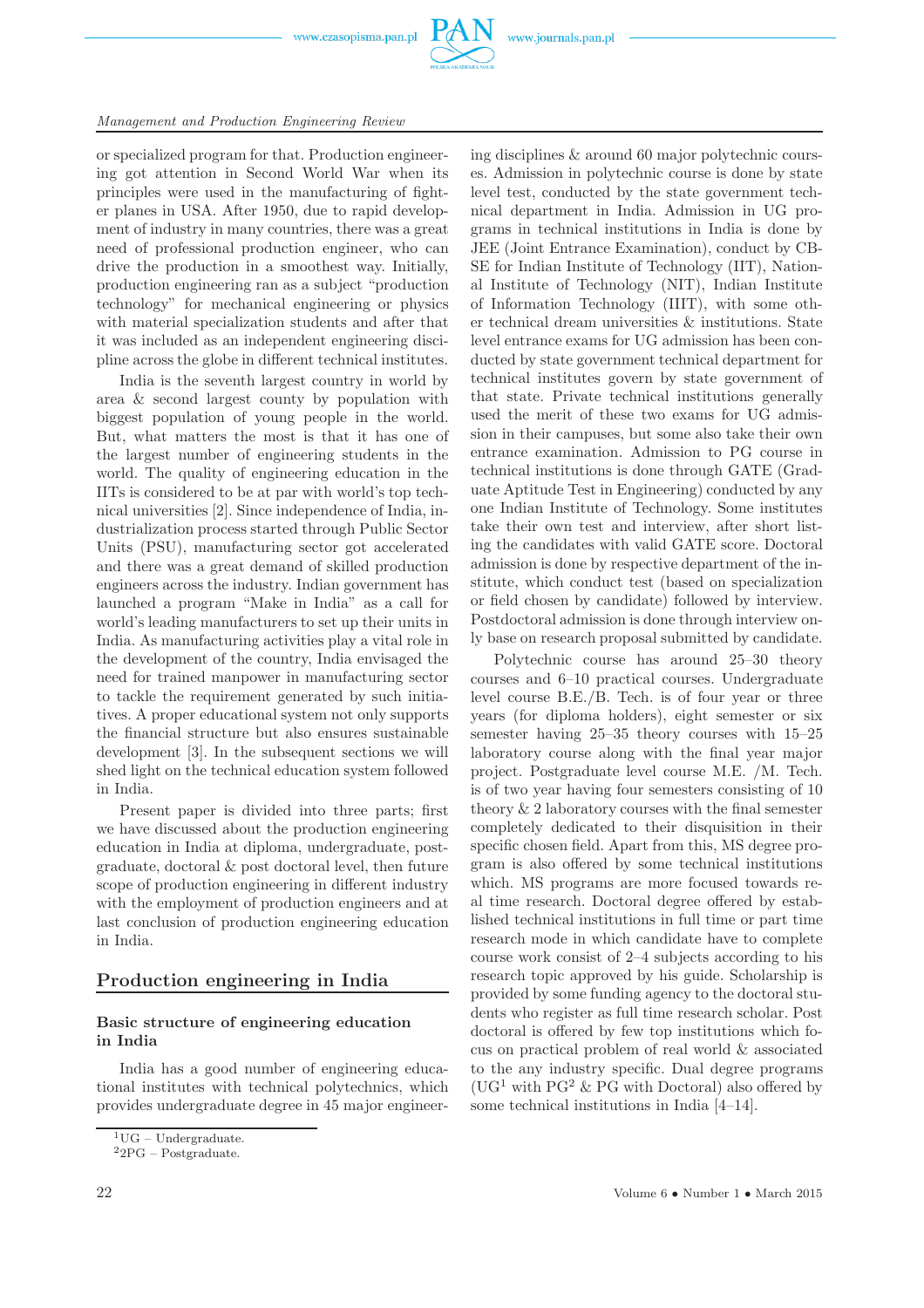or specialized program for that. Production engineering got attention in Second World War when its principles were used in the manufacturing of fighter planes in USA. After 1950, due to rapid development of industry in many countries, there was a great need of professional production engineer, who can drive the production in a smoothest way. Initially, production engineering ran as a subject "production technology" for mechanical engineering or physics with material specialization students and after that it was included as an independent engineering discipline across the globe in different technical institutes.

India is the seventh largest country in world by area & second largest county by population with biggest population of young people in the world. But, what matters the most is that it has one of the largest number of engineering students in the world. The quality of engineering education in the IITs is considered to be at par with world's top technical universities [2]. Since independence of India, industrialization process started through Public Sector Units (PSU), manufacturing sector got accelerated and there was a great demand of skilled production engineers across the industry. Indian government has launched a program "Make in India" as a call for world's leading manufacturers to set up their units in India. As manufacturing activities play a vital role in the development of the country, India envisaged the need for trained manpower in manufacturing sector to tackle the requirement generated by such initiatives. A proper educational system not only supports the financial structure but also ensures sustainable development [3]. In the subsequent sections we will shed light on the technical education system followed in India.

Present paper is divided into three parts; first we have discussed about the production engineering education in India at diploma, undergraduate, postgraduate, doctoral & post doctoral level, then future scope of production engineering in different industry with the employment of production engineers and at last conclusion of production engineering education in India.

## Production engineering in India

### Basic structure of engineering education in India

India has a good number of engineering educational institutes with technical polytechnics, which provides undergraduate degree in 45 major engineering disciplines & around 60 major polytechnic courses. Admission in polytechnic course is done by state level test, conducted by the state government technical department in India. Admission in UG programs in technical institutions in India is done by JEE (Joint Entrance Examination), conduct by CBSE for Indian Institute of Technology (IIT), National Institute of Technology (NIT), Indian Institute of Information Technology (IIIT), with some other technical dream universities & institutions. State level entrance exams for UG admission has been conducted by state government technical department for technical institutes govern by state government of that state. Private technical institutions generally used the merit of these two exams for UG admission in their campuses, but some also take their own entrance examination. Admission to PG course in technical institutions is done through GATE (Graduate Aptitude Test in Engineering) conducted by any one Indian Institute of Technology. Some institutes take their own test and interview, after short listing the candidates with valid GATE score. Doctoral admission is done by respective department of the institute, which conduct test (based on specialization or field chosen by candidate) followed by interview. Postdoctoral admission is done through interview only base on research proposal submitted by candidate.

Polytechnic course has around 25–30 theory courses and 6–10 practical courses. Undergraduate level course B.E./B. Tech. is of four year or three years (for diploma holders), eight semester or six semester having 25–35 theory courses with 15–25 laboratory course along with the final year major project. Postgraduate level course M.E. /M. Tech. is of two year having four semesters consisting of 10 theory & 2 laboratory courses with the final semester completely dedicated to their disquisition in their specific chosen field. Apart from this, MS degree program is also offered by some technical institutions which. MS programs are more focused towards real time research. Doctoral degree offered by established technical institutions in full time or part time research mode in which candidate have to complete course work consist of 2–4 subjects according to his research topic approved by his guide. Scholarship is provided by some funding agency to the doctoral students who register as full time research scholar. Post doctoral is offered by few top institutions which focus on practical problem of real world & associated to the any industry specific. Dual degree programs (UG[1] with PG[2] & PG with Doctoral) also offered by some technical institutions in India [4–14].

[1]UG – Undergraduate.

[2]2PG – Postgraduate.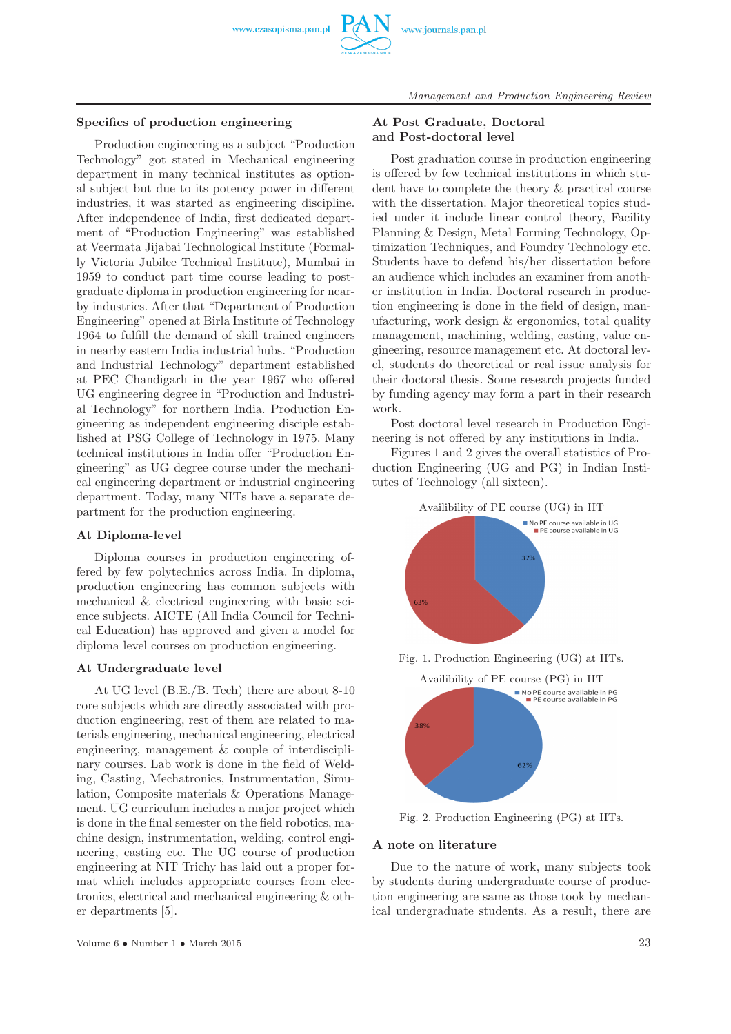### Specifics of production engineering

Production engineering as a subject "Production Technology" got stated in Mechanical engineering department in many technical institutes as optional subject but due to its potency power in different industries, it was started as engineering discipline. After independence of India, first dedicated department of "Production Engineering" was established at Veermata Jijabai Technological Institute (Formally Victoria Jubilee Technical Institute), Mumbai in 1959 to conduct part time course leading to postgraduate diploma in production engineering for nearby industries. After that "Department of Production Engineering" opened at Birla Institute of Technology 1964 to fulfill the demand of skill trained engineers in nearby eastern India industrial hubs. "Production and Industrial Technology" department established at PEC Chandigarh in the year 1967 who offered UG engineering degree in "Production and Industrial Technology" for northern India. Production Engineering as independent engineering disciple establlished at PSG College of Technology in 1975. Many technical institutions in India offer "Production Engineering" as UG degree course under the mechanical engineering department or industrial engineering department. Today, many NITs have a separate department for the production engineering.

### At Diploma-level

Diploma courses in production engineering offered by few polytechnics across India. In diploma, production engineering has common subjects with mechanical & electrical engineering with basic science subjects. AICTE (All India Council for Technical Education) has approved and given a model for diploma level courses on production engineering.

### At Undergraduate level

At UG level (B.E./B. Tech) there are about 8-10 core subjects which are directly associated with production engineering, rest of them are related to materials engineering, mechanical engineering, electrical engineering, management & couple of interdisciplinary courses. Lab work is done in the field of Welding, Casting, Mechatronics, Instrumentation, Simulation, Composite materials & Operations Management. UG curriculum includes a major project which is done in the final semester on the field robotics, machine design, instrumentation, welding, control engineering, casting etc. The UG course of production engineering at NIT Trichy has laid out a proper format which includes appropriate courses from electronics, electrical and mechanical engineering & other departments [5].

### At Post Graduate, Doctoral and Post-doctoral level

Post graduation course in production engineering is offered by few technical institutions in which student have to complete the theory & practical course with the dissertation. Major theoretical topics studied under it include linear control theory, Facility Planning & Design, Metal Forming Technology, Optimization Techniques, and Foundry Technology etc. Students have to defend his/her dissertation before an audience which includes an examiner from another institution in India. Doctoral research in production engineering is done in the field of design, manufacturing, work design & ergonomics, total quality management, machining, welding, casting, value engineering, resource management etc. At doctoral level, students do theoretical or real issue analysis for their doctoral thesis. Some research projects funded by funding agency may form a part in their research work.

Post doctoral level research in Production Engineering is not offered by any institutions in India.

Figures 1 and 2 gives the overall statistics of Production Engineering (UG and PG) in Indian Institutes of Technology (all sixteen).

Availibility of PE course (UG) in IIT

No PE course available in UG
PE course available in UG
37%
63%

Fig. 1. Production Engineering (UG) at IITs.

Availibility of PE course (PG) in IIT

No PE course available in PG
PE course available in PG
38%
62%

Fig. 2. Production Engineering (PG) at IITs.

### A note on literature

Due to the nature of work, many subjects took by students during undergraduate course of production engineering are same as those took by mechanical undergraduate students. As a result, there are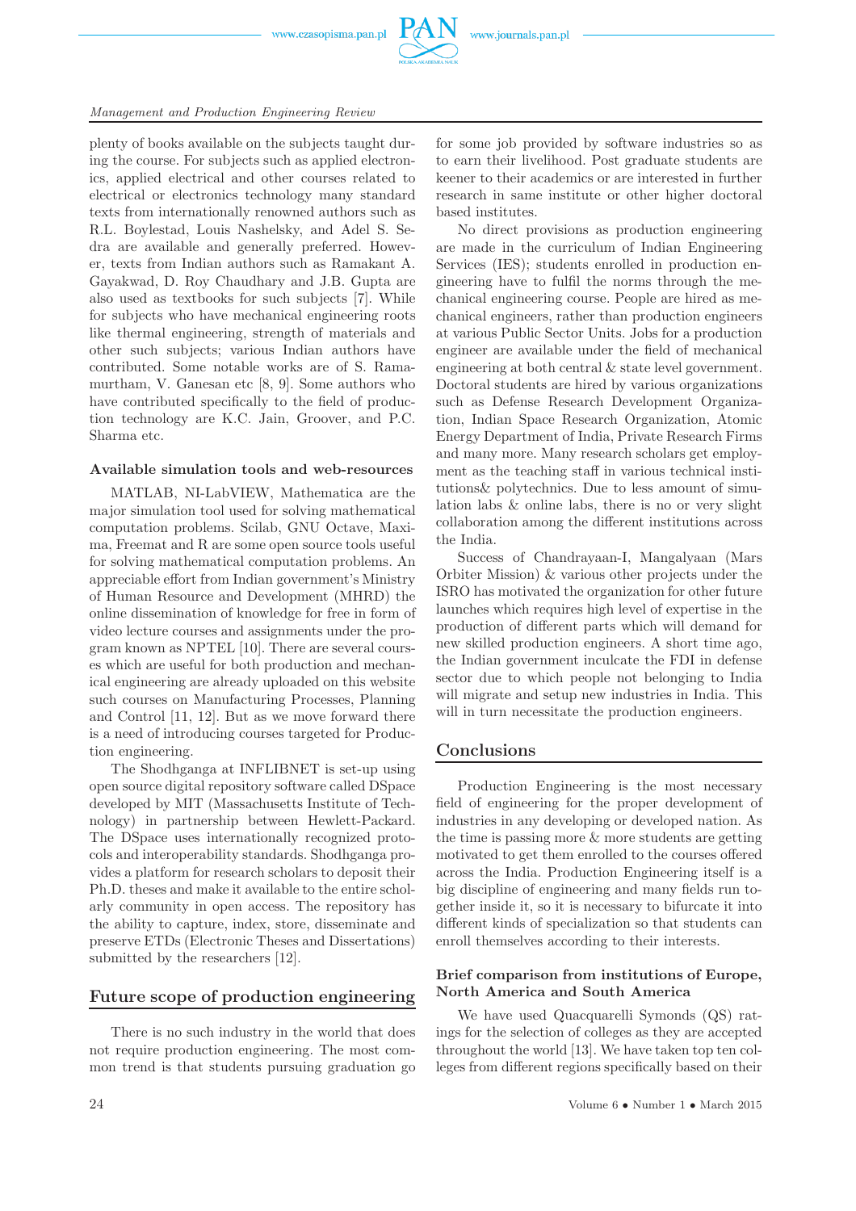plenty of books available on the subjects taught during the course. For subjects such as applied electronics, applied electrical and other courses related to electrical or electronics technology many standard texts from internationally renowned authors such as R.L. Boylestad, Louis Nashelsky, and Adel S. Sedra are available and generally preferred. However, texts from Indian authors such as Ramakant A. Gayakwad, D. Roy Chaudhary and J.B. Gupta are also used as textbooks for such subjects [7]. While for subjects who have mechanical engineering roots like thermal engineering, strength of materials and other such subjects; various Indian authors have contributed. Some notable works are of S. Ramamurtham, V. Ganesan etc [8, 9]. Some authors who have contributed specifically to the field of production technology are K.C. Jain, Groover, and P.C. Sharma etc.

### Available simulation tools and web-resources

MATLAB, NI-LabVIEW, Mathematica are the major simulation tool used for solving mathematical computation problems. Scilab, GNU Octave, Maxima, Freemat and R are some open source tools useful for solving mathematical computation problems. An appreciable effort from Indian government's Ministry of Human Resource and Development (MHRD) the online dissemination of knowledge for free in form of video lecture courses and assignments under the program known as NPTEL [10]. There are several courses which are useful for both production and mechanical engineering are already uploaded on this website such courses on Manufacturing Processes, Planning and Control [11, 12]. But as we move forward there is a need of introducing courses targeted for Production engineering.

The Shodhganga at INFLIBNET is set-up using open source digital repository software called DSpace developed by MIT (Massachusetts Institute of Technology) in partnership between Hewlett-Packard. The DSpace uses internationally recognized protocols and interoperability standards. Shodhganga provides a platform for research scholars to deposit their Ph.D. theses and make it available to the entire scholarly community in open access. The repository has the ability to capture, index, store, disseminate and preserve ETDs (Electronic Theses and Dissertations) submitted by the researchers [12].

## Future scope of production engineering

There is no such industry in the world that does not require production engineering. The most common trend is that students pursuing graduation go for some job provided by software industries so as to earn their livelihood. Post graduate students are keener to their academics or are interested in further research in same institute or other higher doctoral based institutes.

No direct provisions as production engineering are made in the curriculum of Indian Engineering Services (IES); students enrolled in production engineering have to fulfil the norms through the mechanical engineering course. People are hired as mechanical engineers, rather than production engineers at various Public Sector Units. Jobs for a production engineer are available under the field of mechanical engineering at both central & state level government. Doctoral students are hired by various organizations such as Defense Research Development Organization, Indian Space Research Organization, Atomic Energy Department of India, Private Research Firms and many more. Many research scholars get employment as the teaching staff in various technical institutions& polytechnics. Due to less amount of simulation labs & online labs, there is no or very slight collaboration among the different institutions across the India.

Success of Chandrayaan-I, Mangalyaan (Mars Orbiter Mission) & various other projects under the ISRO has motivated the organization for other future launches which requires high level of expertise in the production of different parts which will demand for new skilled production engineers. A short time ago, the Indian government inculcate the FDI in defense sector due to which people not belonging to India will migrate and setup new industries in India. This will in turn necessitate the production engineers.

## Conclusions

Production Engineering is the most necessary field of engineering for the proper development of industries in any developing or developed nation. As the time is passing more & more students are getting motivated to get them enrolled to the courses offered across the India. Production Engineering itself is a big discipline of engineering and many fields run together inside it, so it is necessary to bifurcate it into different kinds of specialization so that students can enroll themselves according to their interests.

### Brief comparison from institutions of Europe, North America and South America

We have used Quacquarelli Symonds (QS) ratings for the selection of colleges as they are accepted throughout the world [13]. We have taken top ten colleges from different regions specifically based on their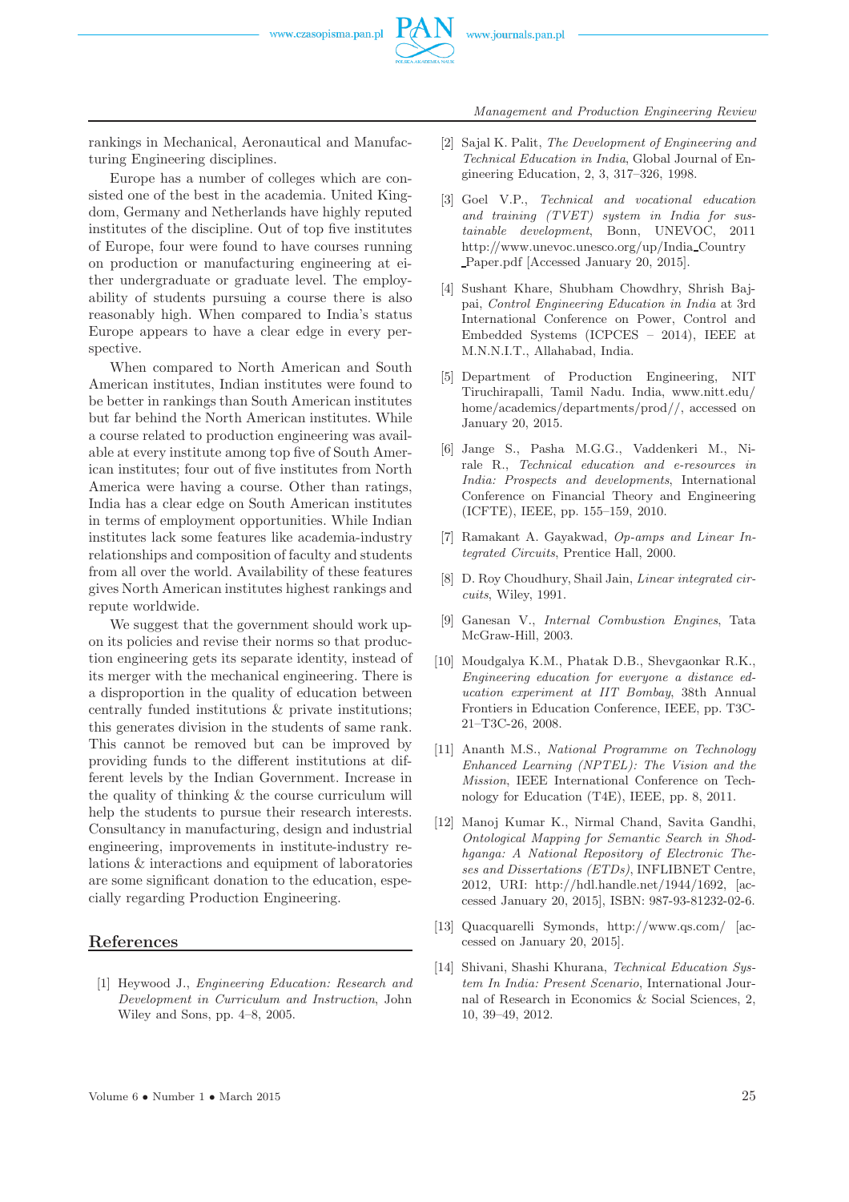rankings in Mechanical, Aeronautical and Manufacturing Engineering disciplines.

Europe has a number of colleges which are consisted one of the best in the academia. United Kingdom, Germany and Netherlands have highly reputed institutes of the discipline. Out of top five institutes of Europe, four were found to have courses running on production or manufacturing engineering at either undergraduate or graduate level. The employability of students pursuing a course there is also reasonably high. When compared to India's status Europe appears to have a clear edge in every perspective.

When compared to North American and South American institutes, Indian institutes were found to be better in rankings than South American institutes but far behind the North American institutes. While a course related to production engineering was available at every institute among top five of South American institutes; four out of five institutes from North America were having a course. Other than ratings, India has a clear edge on South American institutes in terms of employment opportunities. While Indian institutes lack some features like academia-industry relationships and composition of faculty and students from all over the world. Availability of these features gives North American institutes highest rankings and repute worldwide.

We suggest that the government should work upon its policies and revise their norms so that production engineering gets its separate identity, instead of its merger with the mechanical engineering. There is a disproportion in the quality of education between centrally funded institutions & private institutions; this generates division in the students of same rank. This cannot be removed but can be improved by providing funds to the different institutions at different levels by the Indian Government. Increase in the quality of thinking & the course curriculum will help the students to pursue their research interests. Consultancy in manufacturing, design and industrial engineering, improvements in institute-industry relations & interactions and equipment of laboratories are some significant donation to the education, especially regarding Production Engineering.

## References

[1] Heywood J., *Engineering Education: Research and Development in Curriculum and Instruction*, John Wiley and Sons, pp. 4–8, 2005.

[2] Sajal K. Palit, *The Development of Engineering and Technical Education in India*, Global Journal of Engineering Education, 2, 3, 317–326, 1998.

[3] Goel V.P., *Technical and vocational education and training (TVET) system in India for sustainable development*, Bonn, UNEVOC, 2011 http://www.unevoc.unesco.org/up/India_Country_Paper.pdf [Accessed January 20, 2015].

[4] Sushant Khare, Shubham Chowdhry, Shrish Bajpai, *Control Engineering Education in India* at 3rd International Conference on Power, Control and Embedded Systems (ICPCES – 2014), IEEE at M.N.N.I.T., Allahabad, India.

[5] Department of Production Engineering, NIT Tiruchirapalli, Tamil Nadu. India, www.nitt.edu/home/academics/departments/prod//, accessed on January 20, 2015.

[6] Jange S., Pasha M.G.G., Vaddenkeri M., Nirale R., *Technical education and e-resources in India: Prospects and developments*, International Conference on Financial Theory and Engineering (ICFTE), IEEE, pp. 155–159, 2010.

[7] Ramakant A. Gayakwad, *Op-amps and Linear Integrated Circuits*, Prentice Hall, 2000.

[8] D. Roy Choudhury, Shail Jain, *Linear integrated circuits*, Wiley, 1991.

[9] Ganesan V., *Internal Combustion Engines*, Tata McGraw-Hill, 2003.

[10] Moudgalya K.M., Phatak D.B., Shevgaonkar R.K., *Engineering education for everyone a distance education experiment at IIT Bombay*, 38th Annual Frontiers in Education Conference, IEEE, pp. T3C-21–T3C-26, 2008.

[11] Ananth M.S., *National Programme on Technology Enhanced Learning (NPTEL): The Vision and the Mission*, IEEE International Conference on Technology for Education (T4E), IEEE, pp. 8, 2011.

[12] Manoj Kumar K., Nirmal Chand, Savita Gandhi, *Ontological Mapping for Semantic Search in Shodhganga: A National Repository of Electronic Theses and Dissertations (ETDs)*, INFLIBNET Centre, 2012, URI: http://hdl.handle.net/1944/1692, [accessed January 20, 2015], ISBN: 987-93-81232-02-6.

[13] Quacquarelli Symonds, http://www.qs.com/ [accessed on January 20, 2015].

[14] Shivani, Shashi Khurana, *Technical Education System In India: Present Scenario*, International Journal of Research in Economics & Social Sciences, 2, 10, 39–49, 2012.